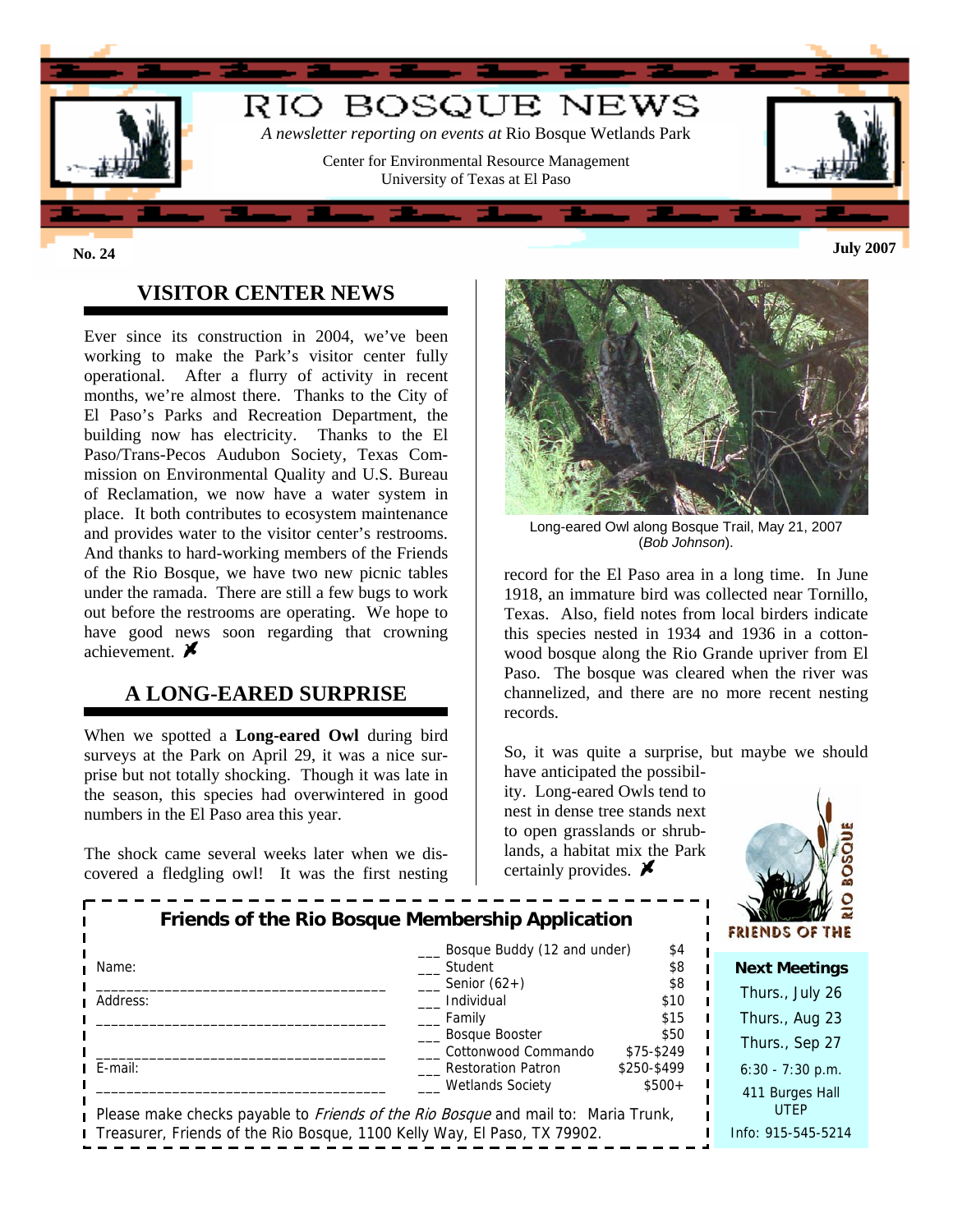# RIO BOSQUE NEWS

*A newsletter reporting on events at* Rio Bosque Wetlands Park

Center for Environmental Resource Management
University of Texas at El Paso

**No. 24** **July 2007**

## VISITOR CENTER NEWS

Ever since its construction in 2004, we've been working to make the Park's visitor center fully operational. After a flurry of activity in recent months, we're almost there. Thanks to the City of El Paso's Parks and Recreation Department, the building now has electricity. Thanks to the El Paso/Trans-Pecos Audubon Society, Texas Commission on Environmental Quality and U.S. Bureau of Reclamation, we now have a water system in place. It both contributes to ecosystem maintenance and provides water to the visitor center's restrooms. And thanks to hard-working members of the Friends of the Rio Bosque, we have two new picnic tables under the ramada. There are still a few bugs to work out before the restrooms are operating. We hope to have good news soon regarding that crowning achievement.

## A LONG-EARED SURPRISE

When we spotted a **Long-eared Owl** during bird surveys at the Park on April 29, it was a nice surprise but not totally shocking. Though it was late in the season, this species had overwintered in good numbers in the El Paso area this year.

The shock came several weeks later when we discovered a fledgling owl! It was the first nesting record for the El Paso area in a long time. In June 1918, an immature bird was collected near Tornillo, Texas. Also, field notes from local birders indicate this species nested in 1934 and 1936 in a cottonwood bosque along the Rio Grande upriver from El Paso. The bosque was cleared when the river was channelized, and there are no more recent nesting records.

Long-eared Owl along Bosque Trail, May 21, 2007 (*Bob Johnson*).

So, it was quite a surprise, but maybe we should have anticipated the possibility. Long-eared Owls tend to nest in dense tree stands next to open grasslands or shrublands, a habitat mix the Park certainly provides.

### Friends of the Rio Bosque Membership Application

Name: ____________________________________

Address: ____________________________________

____________________________________

E-mail: ____________________________________

| | | |
|---|---|---|
| ___ | Bosque Buddy (12 and under) | $4 |
| ___ | Student | $8 |
| ___ | Senior (62+) | $8 |
| ___ | Individual | $10 |
| ___ | Family | $15 |
| ___ | Bosque Booster | $50 |
| ___ | Cottonwood Commando | $75-$249 |
| ___ | Restoration Patron | $250-$499 |
| ___ | Wetlands Society | $500+ |

Please make checks payable to *Friends of the Rio Bosque* and mail to: Maria Trunk, Treasurer, Friends of the Rio Bosque, 1100 Kelly Way, El Paso, TX 79902.

FRIENDS OF THE RIO BOSQUE

**Next Meetings**

Thurs., July 26
Thurs., Aug 23
Thurs., Sep 27

6:30 - 7:30 p.m.

411 Burges Hall
UTEP

Info: 915-545-5214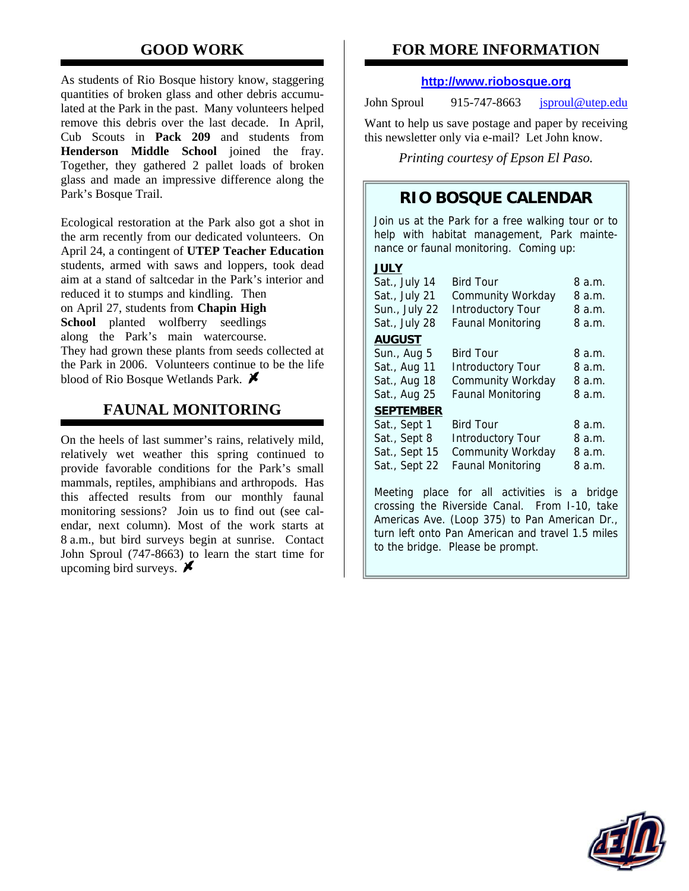## GOOD WORK

As students of Rio Bosque history know, staggering quantities of broken glass and other debris accumulated at the Park in the past. Many volunteers helped remove this debris over the last decade. In April, Cub Scouts in **Pack 209** and students from **Henderson Middle School** joined the fray. Together, they gathered 2 pallet loads of broken glass and made an impressive difference along the Park's Bosque Trail.

Ecological restoration at the Park also got a shot in the arm recently from our dedicated volunteers. On April 24, a contingent of **UTEP Teacher Education** students, armed with saws and loppers, took dead aim at a stand of saltcedar in the Park's interior and reduced it to stumps and kindling. Then on April 27, students from **Chapin High School** planted wolfberry seedlings along the Park's main watercourse. They had grown these plants from seeds collected at the Park in 2006. Volunteers continue to be the life blood of Rio Bosque Wetlands Park. ✗

## FAUNAL MONITORING

On the heels of last summer's rains, relatively mild, relatively wet weather this spring continued to provide favorable conditions for the Park's small mammals, reptiles, amphibians and arthropods. Has this affected results from our monthly faunal monitoring sessions? Join us to find out (see calendar, next column). Most of the work starts at 8 a.m., but bird surveys begin at sunrise. Contact John Sproul (747-8663) to learn the start time for upcoming bird surveys. ✗

## FOR MORE INFORMATION

**http://www.riobosque.org**

John Sproul 915-747-8663 jsproul@utep.edu

Want to help us save postage and paper by receiving this newsletter only via e-mail? Let John know.

*Printing courtesy of Epson El Paso.*

## RIO BOSQUE CALENDAR

Join us at the Park for a free walking tour or to help with habitat management, Park maintenance or faunal monitoring. Coming up:

| | | |
|---|---|---|
| **JULY** | | |
| Sat., July 14 | Bird Tour | 8 a.m. |
| Sat., July 21 | Community Workday | 8 a.m. |
| Sun., July 22 | Introductory Tour | 8 a.m. |
| Sat., July 28 | Faunal Monitoring | 8 a.m. |
| **AUGUST** | | |
| Sun., Aug 5 | Bird Tour | 8 a.m. |
| Sat., Aug 11 | Introductory Tour | 8 a.m. |
| Sat., Aug 18 | Community Workday | 8 a.m. |
| Sat., Aug 25 | Faunal Monitoring | 8 a.m. |
| **SEPTEMBER** | | |
| Sat., Sept 1 | Bird Tour | 8 a.m. |
| Sat., Sept 8 | Introductory Tour | 8 a.m. |
| Sat., Sept 15 | Community Workday | 8 a.m. |
| Sat., Sept 22 | Faunal Monitoring | 8 a.m. |

Meeting place for all activities is a bridge crossing the Riverside Canal. From I-10, take Americas Ave. (Loop 375) to Pan American Dr., turn left onto Pan American and travel 1.5 miles to the bridge. Please be prompt.